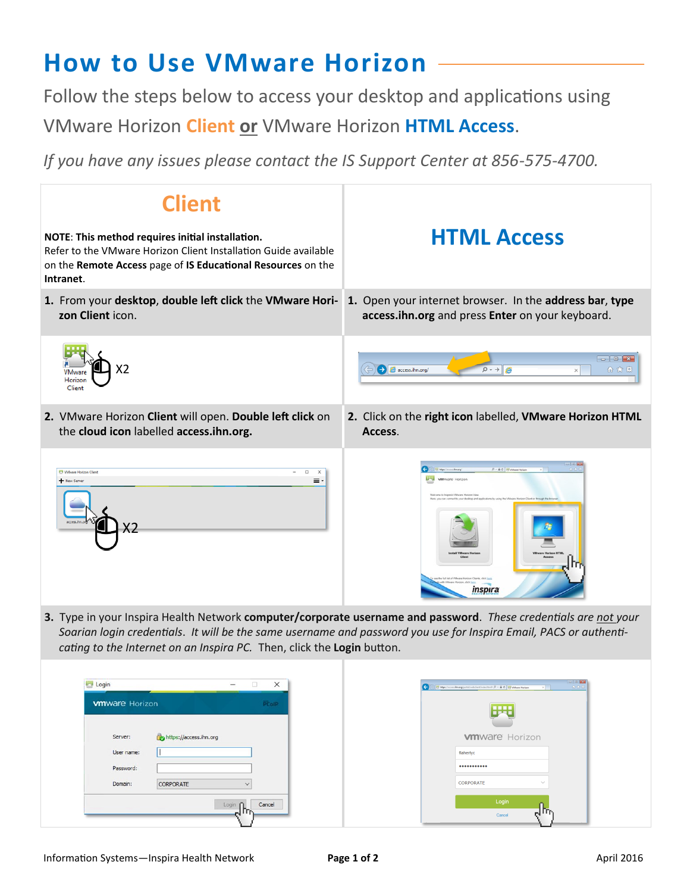# How to Use VMware Horizon

Follow the steps below to access your desktop and applications using VMware Horizon **Client** **or** VMware Horizon **HTML Access**.

*If you have any issues please contact the IS Support Center at 856-575-4700.*

## Client

**NOTE**: **This method requires initial installation.**
Refer to the VMware Horizon Client Installation Guide available on the **Remote Access** page of **IS Educational Resources** on the **Intranet**.

1. From your **desktop**, **double left click** the **VMware Horizon Client** icon.

2. VMware Horizon **Client** will open. **Double left click** on the **cloud icon** labelled **access.ihn.org.**

## HTML Access

1. Open your internet browser. In the **address bar**, **type access.ihn.org** and press **Enter** on your keyboard.

2. Click on the **right icon** labelled, **VMware Horizon HTML Access**.

---

3. Type in your Inspira Health Network **computer/corporate username and password**. *These credentials are not your Soarian login credentials. It will be the same username and password you use for Inspira Email, PACS or authenticating to the Internet on an Inspira PC.* Then, click the **Login** button.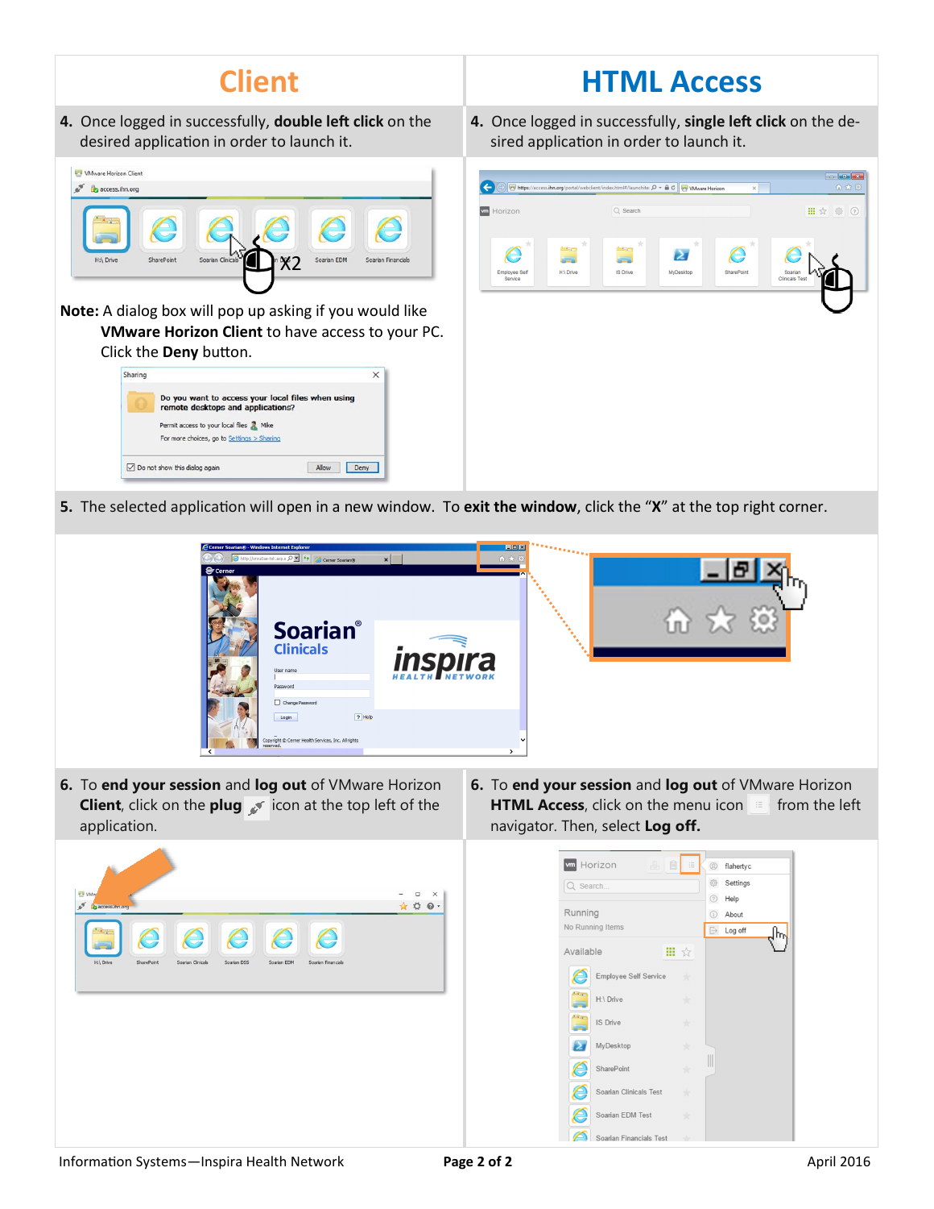## Client

**4.** Once logged in successfully, **double left click** on the desired application in order to launch it.

**Note:** A dialog box will pop up asking if you would like **VMware Horizon Client** to have access to your PC. Click the **Deny** button.

## HTML Access

**4.** Once logged in successfully, **single left click** on the desired application in order to launch it.

**5.** The selected application will open in a new window. To **exit the window**, click the "**X**" at the top right corner.

## Client

**6.** To **end your session** and **log out** of VMware Horizon **Client**, click on the **plug** icon at the top left of the application.

## HTML Access

**6.** To **end your session** and **log out** of VMware Horizon **HTML Access**, click on the menu icon from the left navigator. Then, select **Log off.**

Information Systems—Inspira Health Network

April 2016